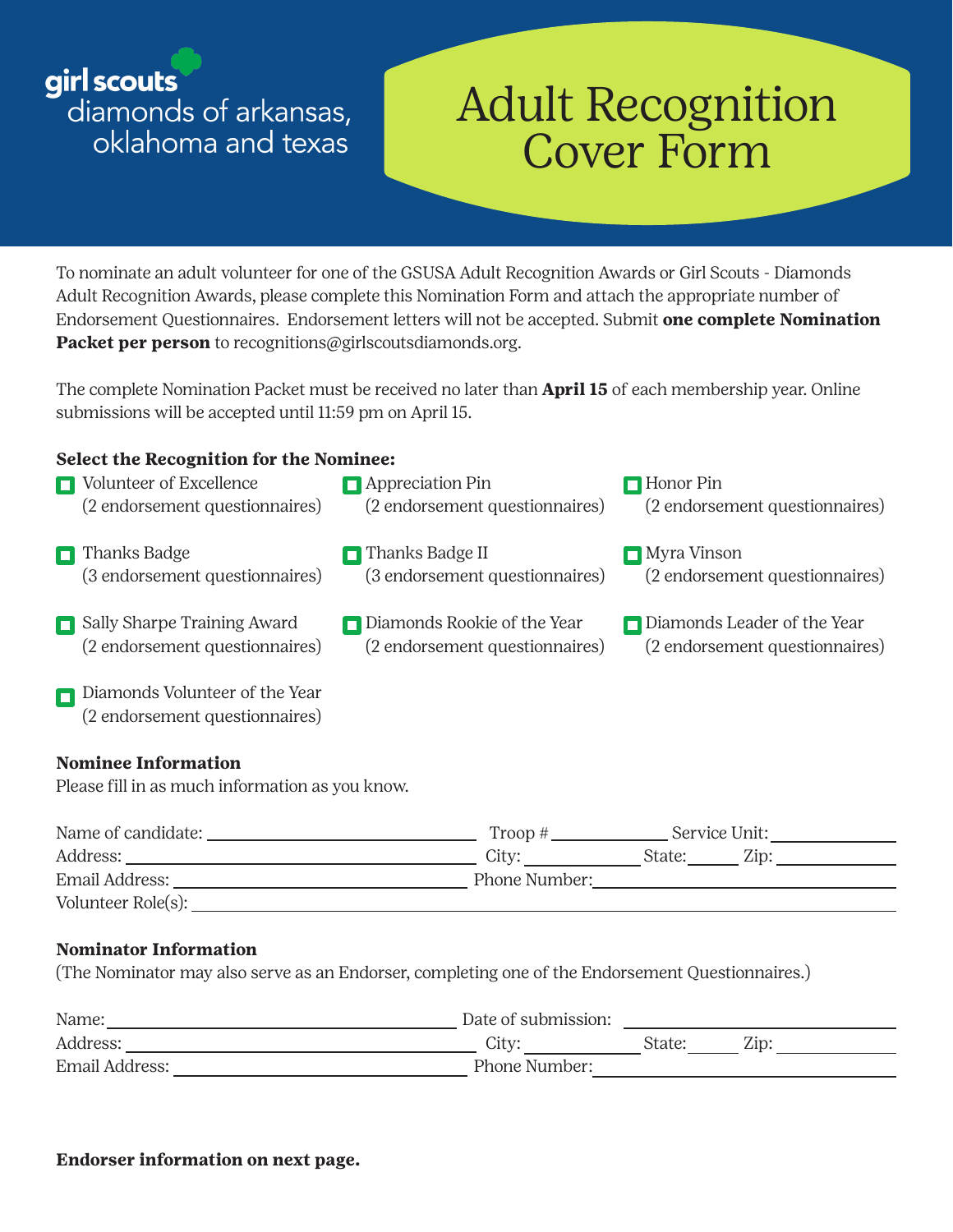girl scouts
diamonds of arkansas, oklahoma and texas

# Adult Recognition Cover Form

To nominate an adult volunteer for one of the GSUSA Adult Recognition Awards or Girl Scouts - Diamonds Adult Recognition Awards, please complete this Nomination Form and attach the appropriate number of Endorsement Questionnaires. Endorsement letters will not be accepted. Submit **one complete Nomination Packet per person** to recognitions@girlscoutsdiamonds.org.

The complete Nomination Packet must be received no later than **April 15** of each membership year. Online submissions will be accepted until 11:59 pm on April 15.

**Select the Recognition for the Nominee:**

- ☐ Volunteer of Excellence (2 endorsement questionnaires)
- ☐ Appreciation Pin (2 endorsement questionnaires)
- ☐ Honor Pin (2 endorsement questionnaires)
- ☐ Thanks Badge (3 endorsement questionnaires)
- ☐ Thanks Badge II (3 endorsement questionnaires)
- ☐ Myra Vinson (2 endorsement questionnaires)
- ☐ Sally Sharpe Training Award (2 endorsement questionnaires)
- ☐ Diamonds Rookie of the Year (2 endorsement questionnaires)
- ☐ Diamonds Leader of the Year (2 endorsement questionnaires)
- ☐ Diamonds Volunteer of the Year (2 endorsement questionnaires)

**Nominee Information**

Please fill in as much information as you know.

Name of candidate: ______________________ Troop # __________ Service Unit: __________

Address: ______________________ City: __________ State: ______ Zip: __________

Email Address: ______________________ Phone Number: ______________________

Volunteer Role(s): ____________________________________________

**Nominator Information**

(The Nominator may also serve as an Endorser, completing one of the Endorsement Questionnaires.)

Name: ______________________ Date of submission: ______________________

Address: ______________________ City: __________ State: ______ Zip: __________

Email Address: ______________________ Phone Number: ______________________

**Endorser information on next page.**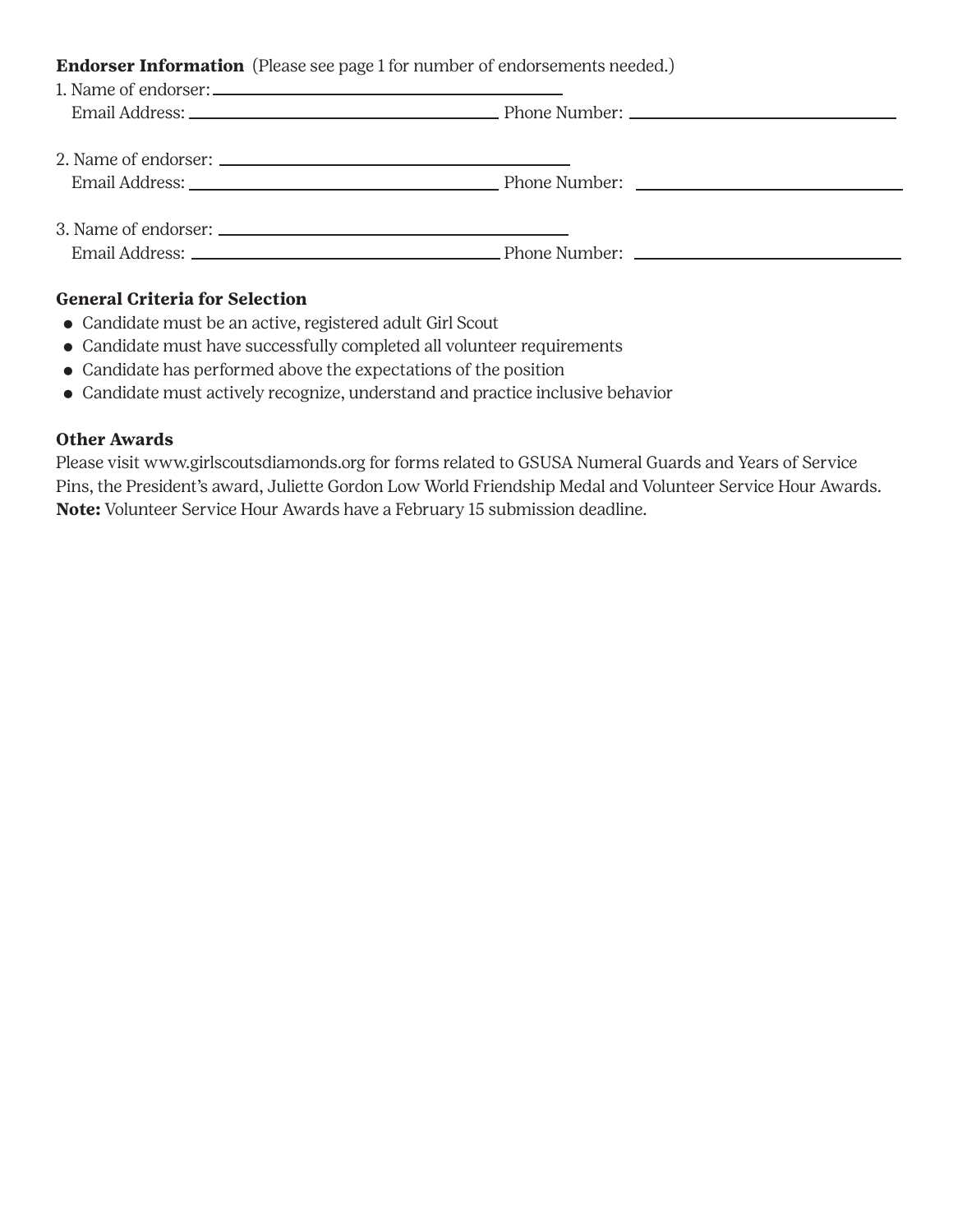**Endorser Information** (Please see page 1 for number of endorsements needed.)

1. Name of endorser: \_\_\_\_\_\_\_\_\_\_\_\_\_\_\_\_\_\_\_\_\_\_\_\_\_\_\_\_\_\_\_\_\_\_\_\_\_\_\_\_
   Email Address: \_\_\_\_\_\_\_\_\_\_\_\_\_\_\_\_\_\_\_\_\_\_\_\_\_\_\_\_\_\_\_\_\_\_ Phone Number: \_\_\_\_\_\_\_\_\_\_\_\_\_\_\_\_\_\_\_\_\_\_\_\_\_\_\_\_\_\_

2. Name of endorser: \_\_\_\_\_\_\_\_\_\_\_\_\_\_\_\_\_\_\_\_\_\_\_\_\_\_\_\_\_\_\_\_\_\_\_\_\_\_\_\_
   Email Address: \_\_\_\_\_\_\_\_\_\_\_\_\_\_\_\_\_\_\_\_\_\_\_\_\_\_\_\_\_\_\_\_\_\_ Phone Number: \_\_\_\_\_\_\_\_\_\_\_\_\_\_\_\_\_\_\_\_\_\_\_\_\_\_\_\_\_\_

3. Name of endorser: \_\_\_\_\_\_\_\_\_\_\_\_\_\_\_\_\_\_\_\_\_\_\_\_\_\_\_\_\_\_\_\_\_\_\_\_\_\_\_\_
   Email Address: \_\_\_\_\_\_\_\_\_\_\_\_\_\_\_\_\_\_\_\_\_\_\_\_\_\_\_\_\_\_\_\_\_\_ Phone Number: \_\_\_\_\_\_\_\_\_\_\_\_\_\_\_\_\_\_\_\_\_\_\_\_\_\_\_\_\_\_

**General Criteria for Selection**

- Candidate must be an active, registered adult Girl Scout
- Candidate must have successfully completed all volunteer requirements
- Candidate has performed above the expectations of the position
- Candidate must actively recognize, understand and practice inclusive behavior

**Other Awards**

Please visit www.girlscoutsdiamonds.org for forms related to GSUSA Numeral Guards and Years of Service Pins, the President's award, Juliette Gordon Low World Friendship Medal and Volunteer Service Hour Awards. **Note:** Volunteer Service Hour Awards have a February 15 submission deadline.